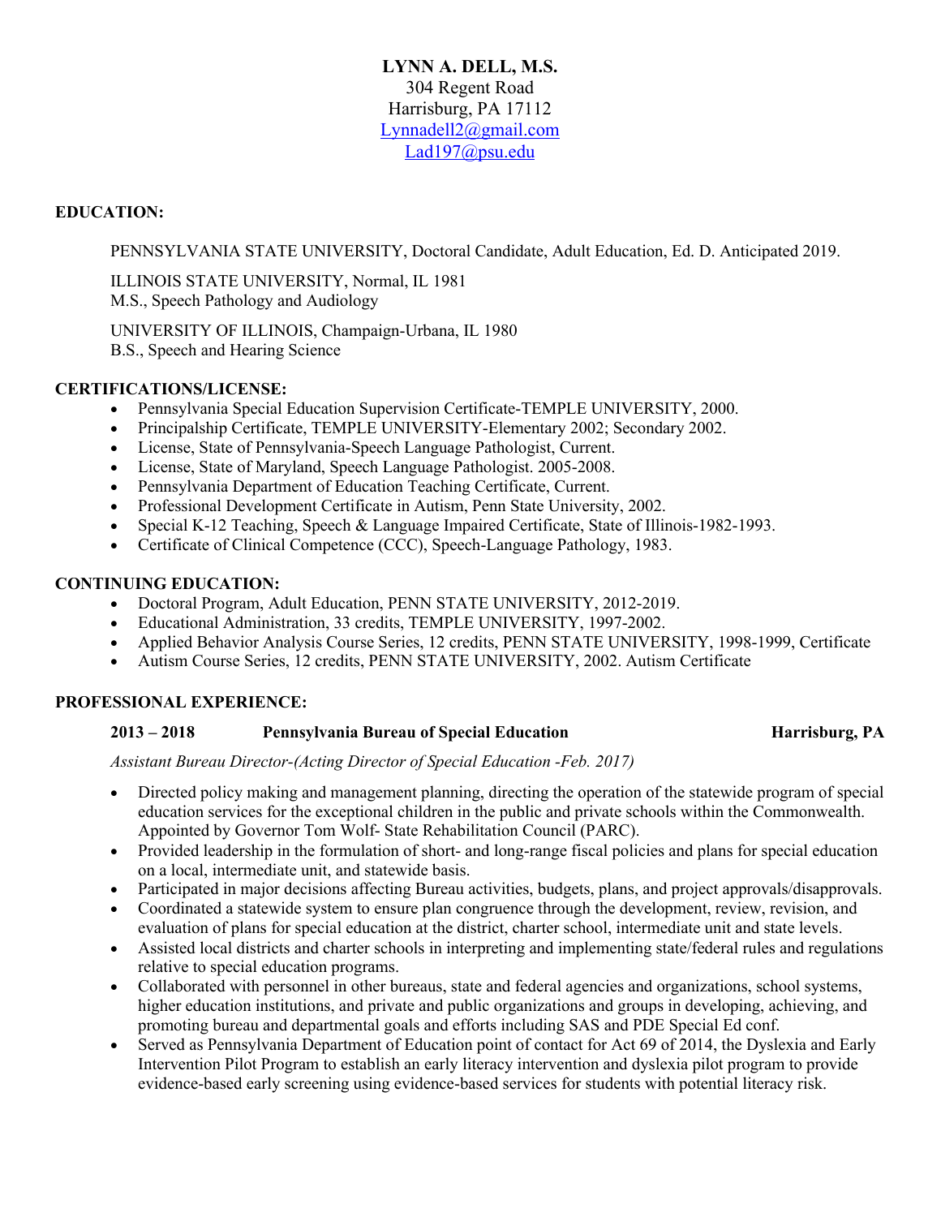**LYNN A. DELL, M.S.**
304 Regent Road
Harrisburg, PA 17112
Lynnadell2@gmail.com
Lad197@psu.edu

## EDUCATION:

PENNSYLVANIA STATE UNIVERSITY, Doctoral Candidate, Adult Education, Ed. D. Anticipated 2019.

ILLINOIS STATE UNIVERSITY, Normal, IL 1981
M.S., Speech Pathology and Audiology

UNIVERSITY OF ILLINOIS, Champaign-Urbana, IL 1980
B.S., Speech and Hearing Science

## CERTIFICATIONS/LICENSE:

- Pennsylvania Special Education Supervision Certificate-TEMPLE UNIVERSITY, 2000.
- Principalship Certificate, TEMPLE UNIVERSITY-Elementary 2002; Secondary 2002.
- License, State of Pennsylvania-Speech Language Pathologist, Current.
- License, State of Maryland, Speech Language Pathologist. 2005-2008.
- Pennsylvania Department of Education Teaching Certificate, Current.
- Professional Development Certificate in Autism, Penn State University, 2002.
- Special K-12 Teaching, Speech & Language Impaired Certificate, State of Illinois-1982-1993.
- Certificate of Clinical Competence (CCC), Speech-Language Pathology, 1983.

## CONTINUING EDUCATION:

- Doctoral Program, Adult Education, PENN STATE UNIVERSITY, 2012-2019.
- Educational Administration, 33 credits, TEMPLE UNIVERSITY, 1997-2002.
- Applied Behavior Analysis Course Series, 12 credits, PENN STATE UNIVERSITY, 1998-1999, Certificate
- Autism Course Series, 12 credits, PENN STATE UNIVERSITY, 2002. Autism Certificate

## PROFESSIONAL EXPERIENCE:

**2013 – 2018 Pennsylvania Bureau of Special Education — Harrisburg, PA**

*Assistant Bureau Director-(Acting Director of Special Education -Feb. 2017)*

- Directed policy making and management planning, directing the operation of the statewide program of special education services for the exceptional children in the public and private schools within the Commonwealth. Appointed by Governor Tom Wolf- State Rehabilitation Council (PARC).
- Provided leadership in the formulation of short- and long-range fiscal policies and plans for special education on a local, intermediate unit, and statewide basis.
- Participated in major decisions affecting Bureau activities, budgets, plans, and project approvals/disapprovals.
- Coordinated a statewide system to ensure plan congruence through the development, review, revision, and evaluation of plans for special education at the district, charter school, intermediate unit and state levels.
- Assisted local districts and charter schools in interpreting and implementing state/federal rules and regulations relative to special education programs.
- Collaborated with personnel in other bureaus, state and federal agencies and organizations, school systems, higher education institutions, and private and public organizations and groups in developing, achieving, and promoting bureau and departmental goals and efforts including SAS and PDE Special Ed conf.
- Served as Pennsylvania Department of Education point of contact for Act 69 of 2014, the Dyslexia and Early Intervention Pilot Program to establish an early literacy intervention and dyslexia pilot program to provide evidence-based early screening using evidence-based services for students with potential literacy risk.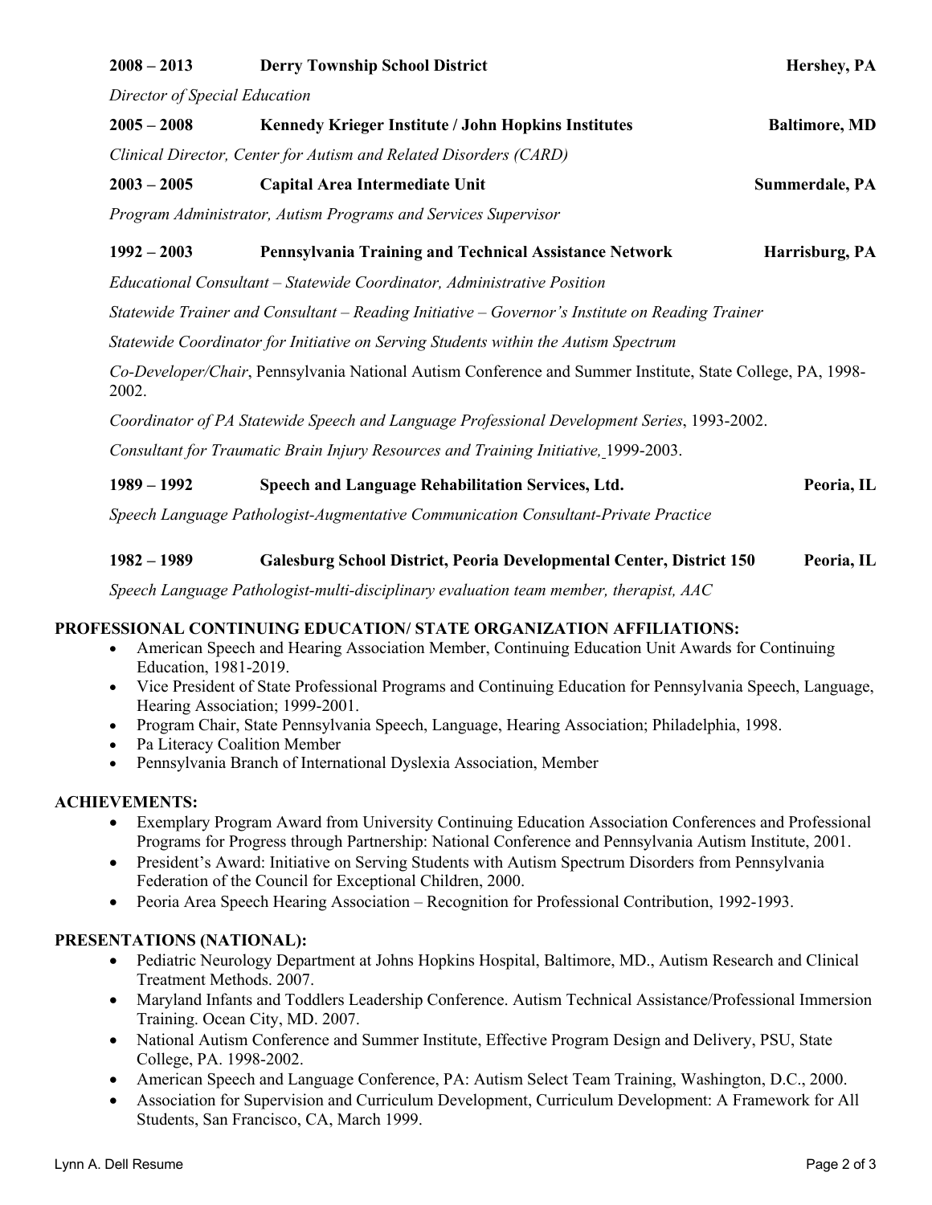**2008 – 2013** **Derry Township School District** **Hershey, PA**

*Director of Special Education*

**2005 – 2008** **Kennedy Krieger Institute / John Hopkins Institutes** **Baltimore, MD**

*Clinical Director, Center for Autism and Related Disorders (CARD)*

**2003 – 2005** **Capital Area Intermediate Unit** **Summerdale, PA**

*Program Administrator, Autism Programs and Services Supervisor*

**1992 – 2003** **Pennsylvania Training and Technical Assistance Network** **Harrisburg, PA**

*Educational Consultant – Statewide Coordinator, Administrative Position*

*Statewide Trainer and Consultant – Reading Initiative – Governor's Institute on Reading Trainer*

*Statewide Coordinator for Initiative on Serving Students within the Autism Spectrum*

*Co-Developer/Chair*, Pennsylvania National Autism Conference and Summer Institute, State College, PA, 1998-2002.

*Coordinator of PA Statewide Speech and Language Professional Development Series*, 1993-2002.

*Consultant for Traumatic Brain Injury Resources and Training Initiative,* 1999-2003.

**1989 – 1992** **Speech and Language Rehabilitation Services, Ltd.** **Peoria, IL**

*Speech Language Pathologist-Augmentative Communication Consultant-Private Practice*

**1982 – 1989** **Galesburg School District, Peoria Developmental Center, District 150** **Peoria, IL**

*Speech Language Pathologist-multi-disciplinary evaluation team member, therapist, AAC*

## PROFESSIONAL CONTINUING EDUCATION/ STATE ORGANIZATION AFFILIATIONS:

- American Speech and Hearing Association Member, Continuing Education Unit Awards for Continuing Education, 1981-2019.
- Vice President of State Professional Programs and Continuing Education for Pennsylvania Speech, Language, Hearing Association; 1999-2001.
- Program Chair, State Pennsylvania Speech, Language, Hearing Association; Philadelphia, 1998.
- Pa Literacy Coalition Member
- Pennsylvania Branch of International Dyslexia Association, Member

## ACHIEVEMENTS:

- Exemplary Program Award from University Continuing Education Association Conferences and Professional Programs for Progress through Partnership: National Conference and Pennsylvania Autism Institute, 2001.
- President's Award: Initiative on Serving Students with Autism Spectrum Disorders from Pennsylvania Federation of the Council for Exceptional Children, 2000.
- Peoria Area Speech Hearing Association – Recognition for Professional Contribution, 1992-1993.

## PRESENTATIONS (NATIONAL):

- Pediatric Neurology Department at Johns Hopkins Hospital, Baltimore, MD., Autism Research and Clinical Treatment Methods. 2007.
- Maryland Infants and Toddlers Leadership Conference. Autism Technical Assistance/Professional Immersion Training. Ocean City, MD. 2007.
- National Autism Conference and Summer Institute, Effective Program Design and Delivery, PSU, State College, PA. 1998-2002.
- American Speech and Language Conference, PA: Autism Select Team Training, Washington, D.C., 2000.
- Association for Supervision and Curriculum Development, Curriculum Development: A Framework for All Students, San Francisco, CA, March 1999.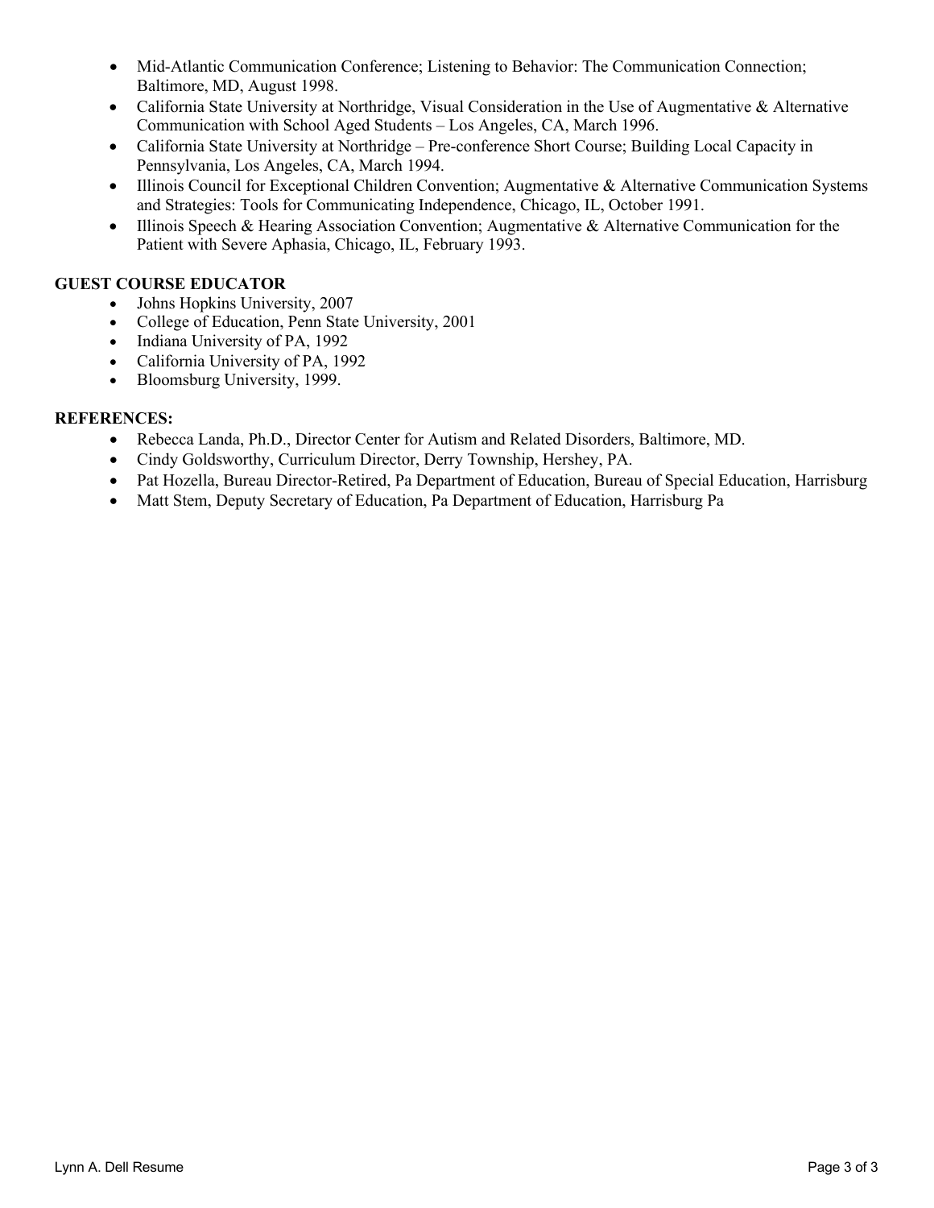- Mid-Atlantic Communication Conference; Listening to Behavior: The Communication Connection; Baltimore, MD, August 1998.
- California State University at Northridge, Visual Consideration in the Use of Augmentative & Alternative Communication with School Aged Students – Los Angeles, CA, March 1996.
- California State University at Northridge – Pre-conference Short Course; Building Local Capacity in Pennsylvania, Los Angeles, CA, March 1994.
- Illinois Council for Exceptional Children Convention; Augmentative & Alternative Communication Systems and Strategies: Tools for Communicating Independence, Chicago, IL, October 1991.
- Illinois Speech & Hearing Association Convention; Augmentative & Alternative Communication for the Patient with Severe Aphasia, Chicago, IL, February 1993.

**GUEST COURSE EDUCATOR**

- Johns Hopkins University, 2007
- College of Education, Penn State University, 2001
- Indiana University of PA, 1992
- California University of PA, 1992
- Bloomsburg University, 1999.

**REFERENCES:**

- Rebecca Landa, Ph.D., Director Center for Autism and Related Disorders, Baltimore, MD.
- Cindy Goldsworthy, Curriculum Director, Derry Township, Hershey, PA.
- Pat Hozella, Bureau Director-Retired, Pa Department of Education, Bureau of Special Education, Harrisburg
- Matt Stem, Deputy Secretary of Education, Pa Department of Education, Harrisburg Pa